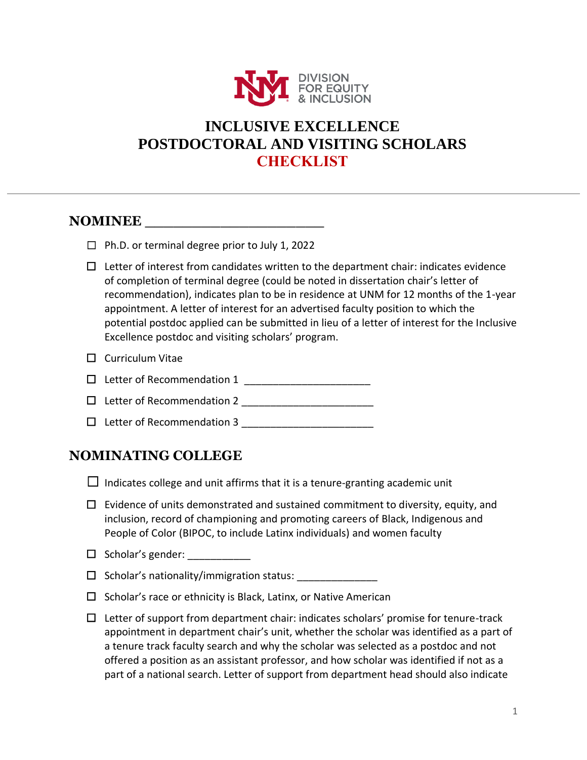DIVISION FOR EQUITY & INCLUSION

# INCLUSIVE EXCELLENCE POSTDOCTORAL AND VISITING SCHOLARS **CHECKLIST**

---

## NOMINEE ________________________

- ☐ Ph.D. or terminal degree prior to July 1, 2022
- ☐ Letter of interest from candidates written to the department chair: indicates evidence of completion of terminal degree (could be noted in dissertation chair's letter of recommendation), indicates plan to be in residence at UNM for 12 months of the 1-year appointment. A letter of interest for an advertised faculty position to which the potential postdoc applied can be submitted in lieu of a letter of interest for the Inclusive Excellence postdoc and visiting scholars' program.
- ☐ Curriculum Vitae
- ☐ Letter of Recommendation 1 ______________________
- ☐ Letter of Recommendation 2 ______________________
- ☐ Letter of Recommendation 3 ______________________

## NOMINATING COLLEGE

- ☐ Indicates college and unit affirms that it is a tenure-granting academic unit
- ☐ Evidence of units demonstrated and sustained commitment to diversity, equity, and inclusion, record of championing and promoting careers of Black, Indigenous and People of Color (BIPOC, to include Latinx individuals) and women faculty
- ☐ Scholar's gender: ___________
- ☐ Scholar's nationality/immigration status: ______________
- ☐ Scholar's race or ethnicity is Black, Latinx, or Native American
- ☐ Letter of support from department chair: indicates scholars' promise for tenure-track appointment in department chair's unit, whether the scholar was identified as a part of a tenure track faculty search and why the scholar was selected as a postdoc and not offered a position as an assistant professor, and how scholar was identified if not as a part of a national search. Letter of support from department head should also indicate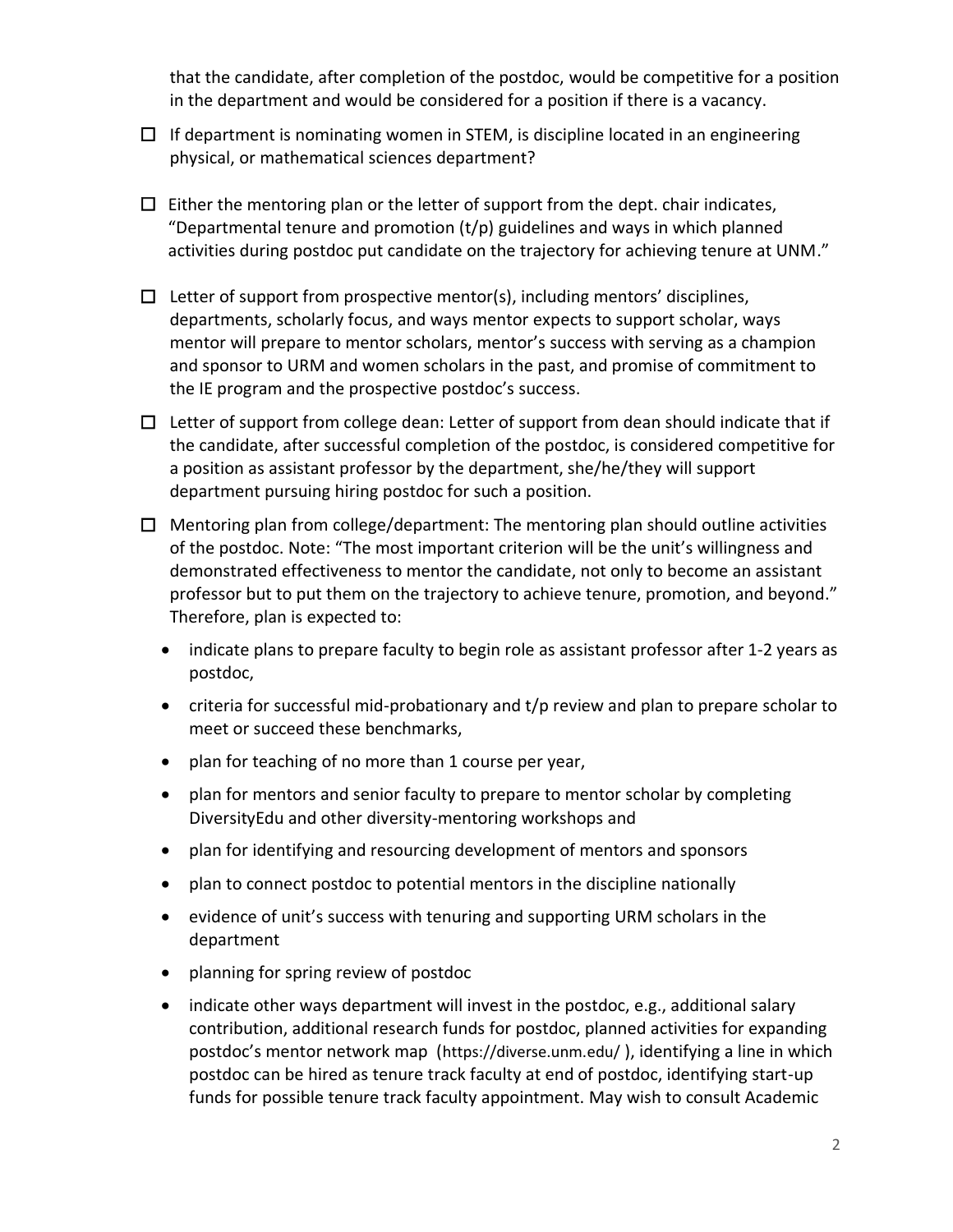that the candidate, after completion of the postdoc, would be competitive for a position in the department and would be considered for a position if there is a vacancy.

- ☐ If department is nominating women in STEM, is discipline located in an engineering physical, or mathematical sciences department?
- ☐ Either the mentoring plan or the letter of support from the dept. chair indicates, "Departmental tenure and promotion (t/p) guidelines and ways in which planned activities during postdoc put candidate on the trajectory for achieving tenure at UNM."
- ☐ Letter of support from prospective mentor(s), including mentors' disciplines, departments, scholarly focus, and ways mentor expects to support scholar, ways mentor will prepare to mentor scholars, mentor's success with serving as a champion and sponsor to URM and women scholars in the past, and promise of commitment to the IE program and the prospective postdoc's success.
- ☐ Letter of support from college dean: Letter of support from dean should indicate that if the candidate, after successful completion of the postdoc, is considered competitive for a position as assistant professor by the department, she/he/they will support department pursuing hiring postdoc for such a position.
- ☐ Mentoring plan from college/department: The mentoring plan should outline activities of the postdoc. Note: "The most important criterion will be the unit's willingness and demonstrated effectiveness to mentor the candidate, not only to become an assistant professor but to put them on the trajectory to achieve tenure, promotion, and beyond." Therefore, plan is expected to:
  - indicate plans to prepare faculty to begin role as assistant professor after 1-2 years as postdoc,
  - criteria for successful mid-probationary and t/p review and plan to prepare scholar to meet or succeed these benchmarks,
  - plan for teaching of no more than 1 course per year,
  - plan for mentors and senior faculty to prepare to mentor scholar by completing DiversityEdu and other diversity-mentoring workshops and
  - plan for identifying and resourcing development of mentors and sponsors
  - plan to connect postdoc to potential mentors in the discipline nationally
  - evidence of unit's success with tenuring and supporting URM scholars in the department
  - planning for spring review of postdoc
  - indicate other ways department will invest in the postdoc, e.g., additional salary contribution, additional research funds for postdoc, planned activities for expanding postdoc's mentor network map (https://diverse.unm.edu/ ), identifying a line in which postdoc can be hired as tenure track faculty at end of postdoc, identifying start-up funds for possible tenure track faculty appointment. May wish to consult Academic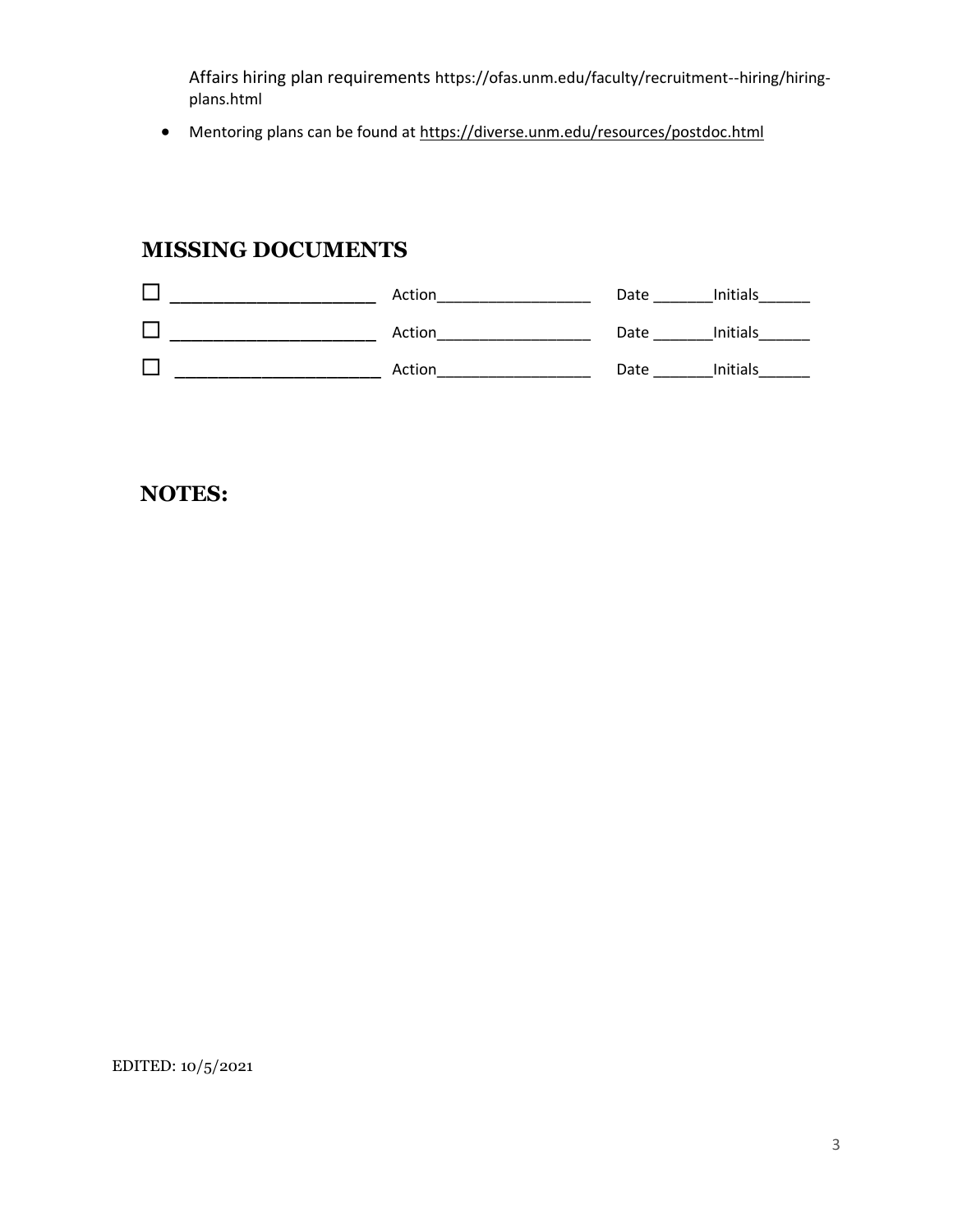Affairs hiring plan requirements https://ofas.unm.edu/faculty/recruitment--hiring/hiring-plans.html

- Mentoring plans can be found at https://diverse.unm.edu/resources/postdoc.html

## MISSING DOCUMENTS

☐ ______________________ Action__________________ Date _______Initials______

☐ ______________________ Action__________________ Date _______Initials______

☐ ______________________ Action__________________ Date _______Initials______

## NOTES:

EDITED: 10/5/2021